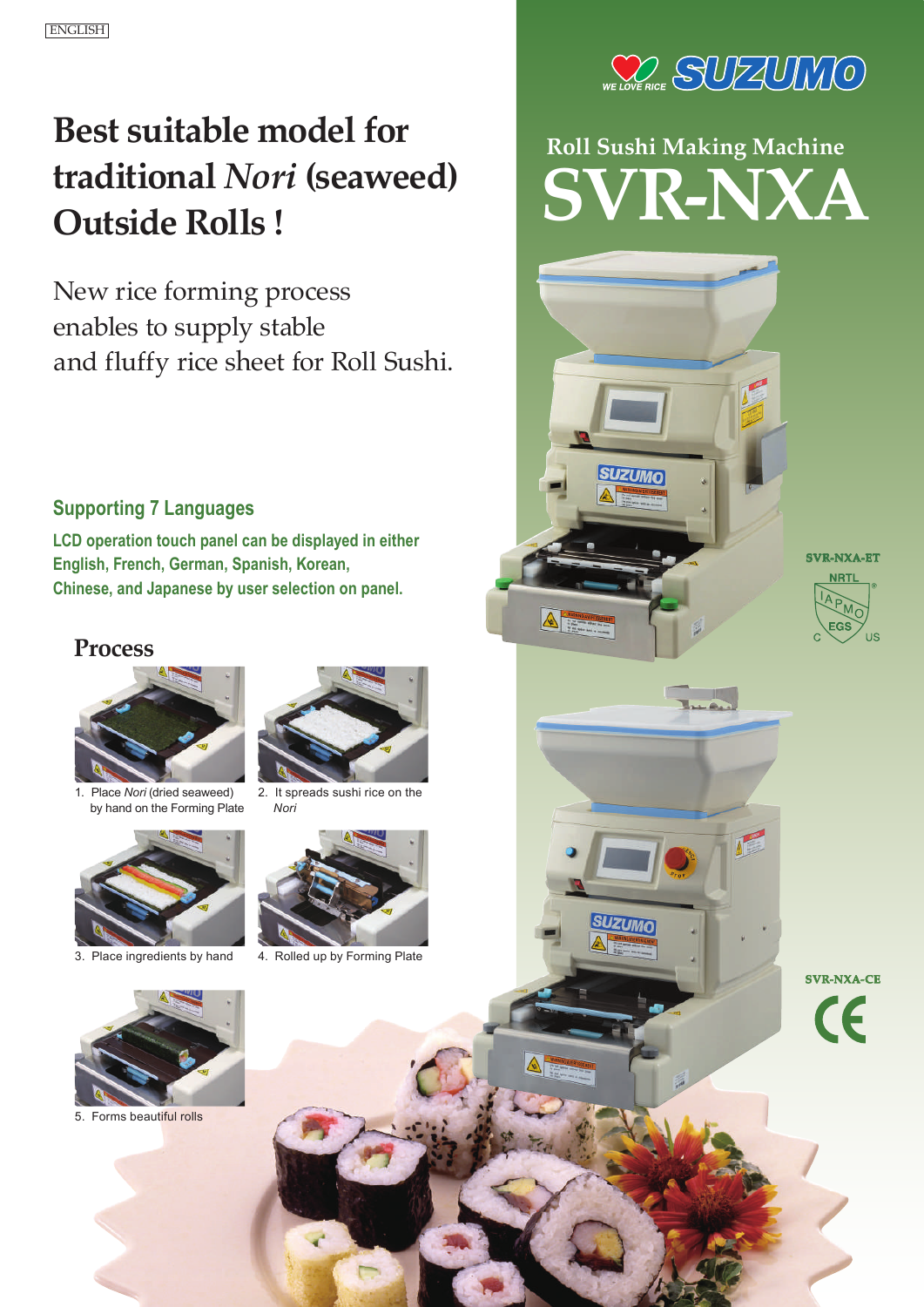ENGLISH

# Best suitable model for traditional *Nori* (seaweed) Outside Rolls !

New rice forming process enables to supply stable and fluffy rice sheet for Roll Sushi.

SUZUMO

WE LOVE RICE

## Roll Sushi Making Machine

# SVR-NXA

### Supporting 7 Languages

**LCD operation touch panel can be displayed in either English, French, German, Spanish, Korean, Chinese, and Japanese by user selection on panel.**

## Process

1. Place *Nori* (dried seaweed) by hand on the Forming Plate
2. It spreads sushi rice on the *Nori*
3. Place ingredients by hand
4. Rolled up by Forming Plate
5. Forms beautiful rolls

SVR-NXA-ET

NRTL IAPMO EGS C US

SVR-NXA-CE

CE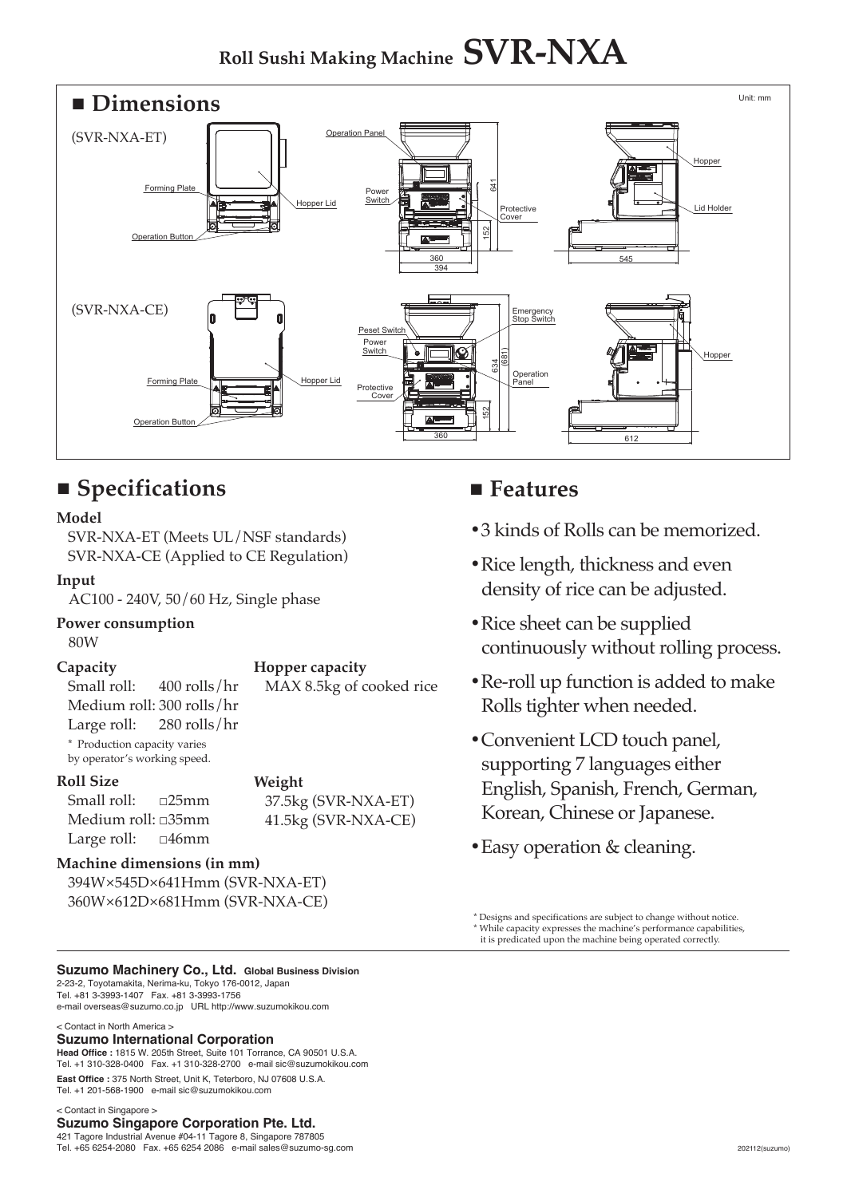# Roll Sushi Making Machine **SVR-NXA**

## ■ Dimensions

Unit: mm

(SVR-NXA-ET)

Forming Plate
Operation Button
Hopper Lid
Operation Panel
Power Switch
Protective Cover
641
152
360
394
Hopper
Lid Holder
545

(SVR-NXA-CE)

Forming Plate
Operation Button
Hopper Lid
Peset Switch
Power Switch
Protective Cover
Emergency Stop Switch
Operation Panel
634
(681)
152
360
Hopper
612

## ■ Specifications

**Model**

SVR-NXA-ET (Meets UL/NSF standards)
SVR-NXA-CE (Applied to CE Regulation)

**Input**

AC100 - 240V, 50/60 Hz, Single phase

**Power consumption**

80W

**Capacity**

Small roll: 400 rolls/hr
Medium roll: 300 rolls/hr
Large roll: 280 rolls/hr

\* Production capacity varies by operator's working speed.

**Hopper capacity**

MAX 8.5kg of cooked rice

**Roll Size**

Small roll: □25mm
Medium roll: □35mm
Large roll: □46mm

**Weight**

37.5kg (SVR-NXA-ET)
41.5kg (SVR-NXA-CE)

**Machine dimensions (in mm)**

394W×545D×641Hmm (SVR-NXA-ET)
360W×612D×681Hmm (SVR-NXA-CE)

## ■ Features

- 3 kinds of Rolls can be memorized.
- Rice length, thickness and even density of rice can be adjusted.
- Rice sheet can be supplied continuously without rolling process.
- Re-roll up function is added to make Rolls tighter when needed.
- Convenient LCD touch panel, supporting 7 languages either English, Spanish, French, German, Korean, Chinese or Japanese.
- Easy operation & cleaning.

\* Designs and specifications are subject to change without notice.
\* While capacity expresses the machine's performance capabilities, it is predicated upon the machine being operated correctly.

**Suzumo Machinery Co., Ltd.** **Global Business Division**
2-23-2, Toyotamakita, Nerima-ku, Tokyo 176-0012, Japan
Tel. +81 3-3993-1407 Fax. +81 3-3993-1756
e-mail overseas@suzumo.co.jp URL http://www.suzumokikou.com

< Contact in North America >
**Suzumo International Corporation**
**Head Office :** 1815 W. 205th Street, Suite 101 Torrance, CA 90501 U.S.A.
Tel. +1 310-328-0400 Fax. +1 310-328-2700 e-mail sic@suzumokikou.com
**East Office :** 375 North Street, Unit K, Teterboro, NJ 07608 U.S.A.
Tel. +1 201-568-1900 e-mail sic@suzumokikou.com

< Contact in Singapore >
**Suzumo Singapore Corporation Pte. Ltd.**
421 Tagore Industrial Avenue #04-11 Tagore 8, Singapore 787805
Tel. +65 6254-2080 Fax. +65 6254 2086 e-mail sales@suzumo-sg.com

202112(suzumo)